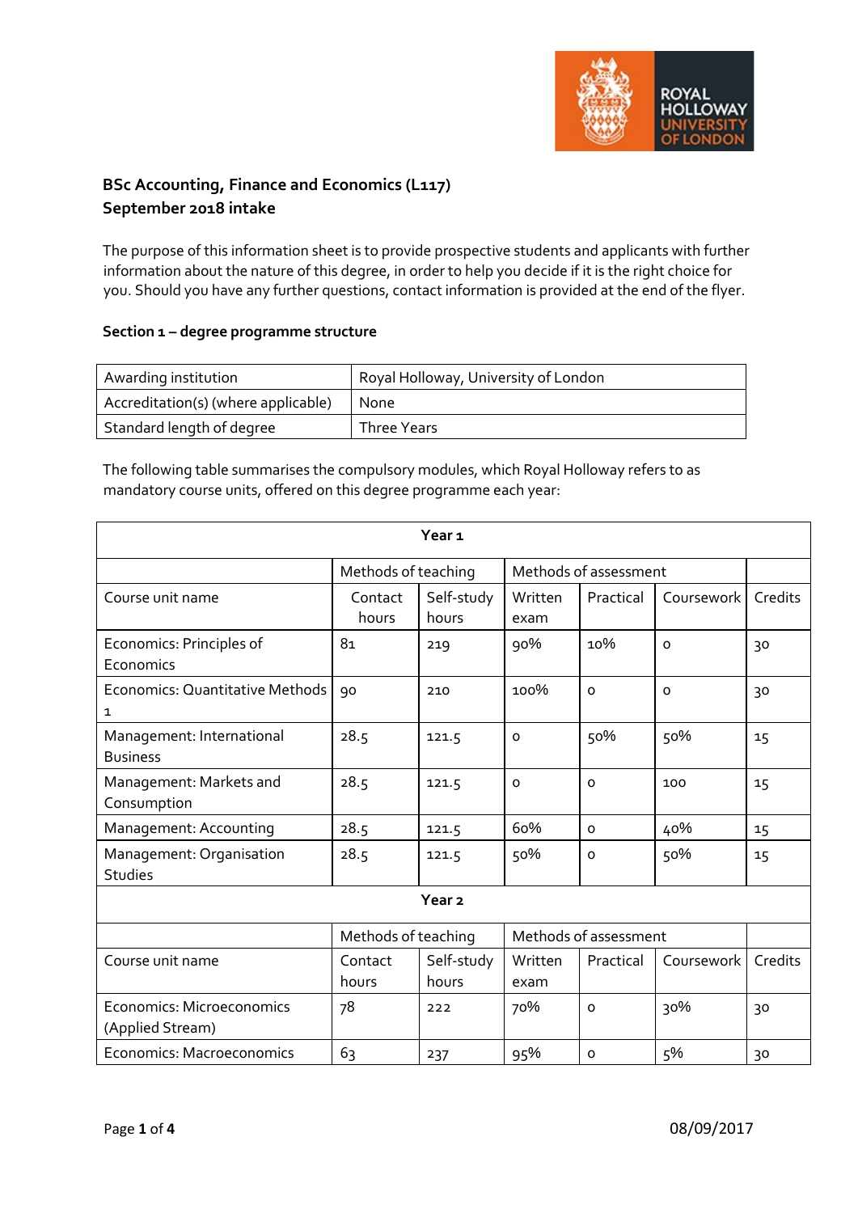## BSc Accounting, Finance and Economics (L117)
## September 2018 intake

The purpose of this information sheet is to provide prospective students and applicants with further information about the nature of this degree, in order to help you decide if it is the right choice for you. Should you have any further questions, contact information is provided at the end of the flyer.

### Section 1 – degree programme structure

| Awarding institution | Royal Holloway, University of London |
|---|---|
| Accreditation(s) (where applicable) | None |
| Standard length of degree | Three Years |

The following table summarises the compulsory modules, which Royal Holloway refers to as mandatory course units, offered on this degree programme each year:

| Year 1 | | | | | | |
|---|---|---|---|---|---|---|
| | Methods of teaching | | Methods of assessment | | | |
| Course unit name | Contact hours | Self-study hours | Written exam | Practical | Coursework | Credits |
| Economics: Principles of Economics | 81 | 219 | 90% | 10% | 0 | 30 |
| Economics: Quantitative Methods 1 | 90 | 210 | 100% | 0 | 0 | 30 |
| Management: International Business | 28.5 | 121.5 | 0 | 50% | 50% | 15 |
| Management: Markets and Consumption | 28.5 | 121.5 | 0 | 0 | 100 | 15 |
| Management: Accounting | 28.5 | 121.5 | 60% | 0 | 40% | 15 |
| Management: Organisation Studies | 28.5 | 121.5 | 50% | 0 | 50% | 15 |
| **Year 2** | | | | | | |
| | Methods of teaching | | Methods of assessment | | | |
| Course unit name | Contact hours | Self-study hours | Written exam | Practical | Coursework | Credits |
| Economics: Microeconomics (Applied Stream) | 78 | 222 | 70% | 0 | 30% | 30 |
| Economics: Macroeconomics | 63 | 237 | 95% | 0 | 5% | 30 |

08/09/2017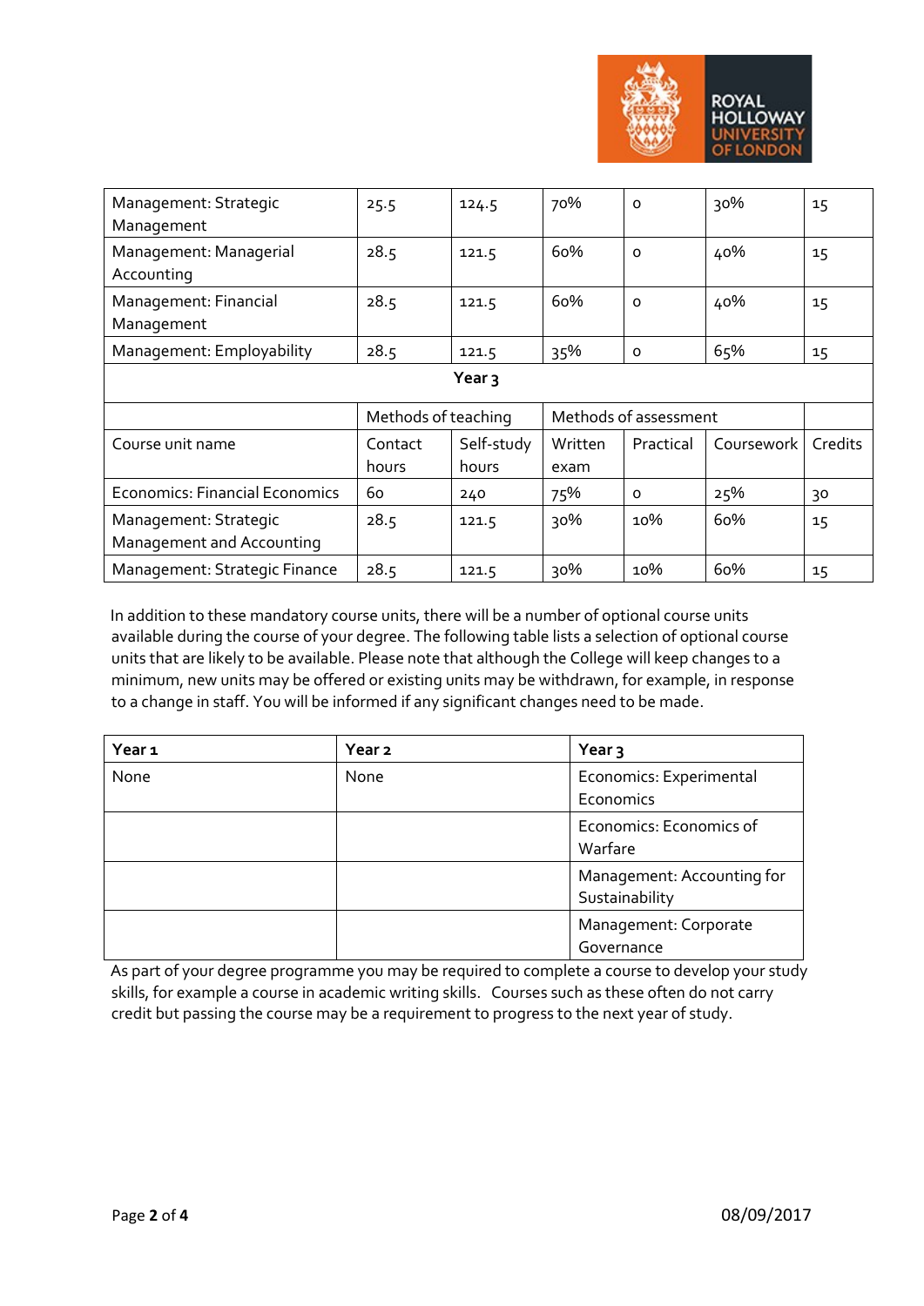| Management: Strategic Management | 25.5 | 124.5 | 70% | 0 | 30% | 15 |
|---|---|---|---|---|---|---|
| Management: Managerial Accounting | 28.5 | 121.5 | 60% | 0 | 40% | 15 |
| Management: Financial Management | 28.5 | 121.5 | 60% | 0 | 40% | 15 |
| Management: Employability | 28.5 | 121.5 | 35% | 0 | 65% | 15 |
| **Year 3** | | | | | | |
| | Methods of teaching | | Methods of assessment | | | |
| Course unit name | Contact hours | Self-study hours | Written exam | Practical | Coursework | Credits |
| Economics: Financial Economics | 60 | 240 | 75% | 0 | 25% | 30 |
| Management: Strategic Management and Accounting | 28.5 | 121.5 | 30% | 10% | 60% | 15 |
| Management: Strategic Finance | 28.5 | 121.5 | 30% | 10% | 60% | 15 |

In addition to these mandatory course units, there will be a number of optional course units available during the course of your degree. The following table lists a selection of optional course units that are likely to be available. Please note that although the College will keep changes to a minimum, new units may be offered or existing units may be withdrawn, for example, in response to a change in staff. You will be informed if any significant changes need to be made.

| Year 1 | Year 2 | Year 3 |
|---|---|---|
| None | None | Economics: Experimental Economics |
| | | Economics: Economics of Warfare |
| | | Management: Accounting for Sustainability |
| | | Management: Corporate Governance |

As part of your degree programme you may be required to complete a course to develop your study skills, for example a course in academic writing skills. Courses such as these often do not carry credit but passing the course may be a requirement to progress to the next year of study.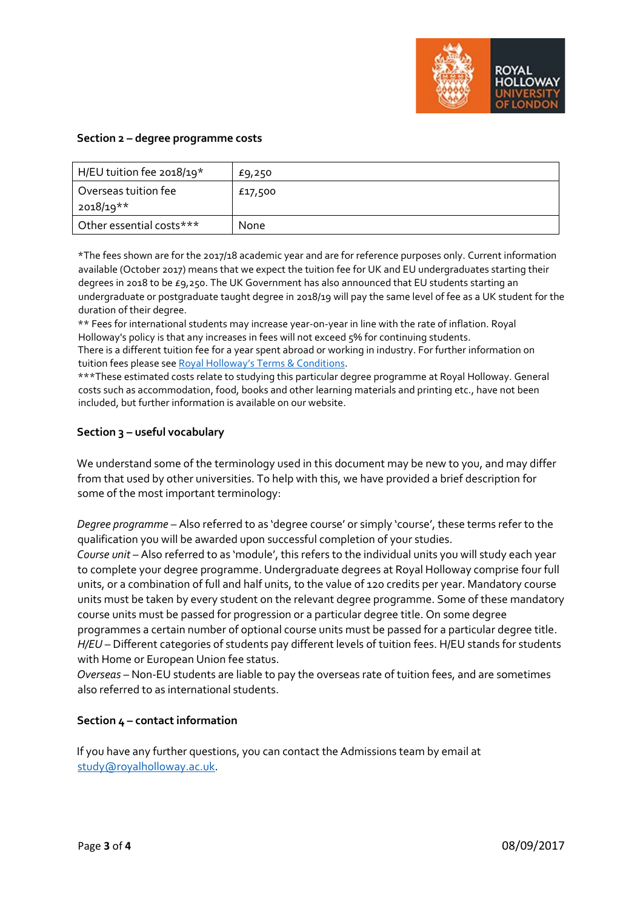## Section 2 – degree programme costs

| H/EU tuition fee 2018/19* | £9,250 |
|---|---|
| Overseas tuition fee 2018/19** | £17,500 |
| Other essential costs*** | None |

*The fees shown are for the 2017/18 academic year and are for reference purposes only. Current information available (October 2017) means that we expect the tuition fee for UK and EU undergraduates starting their degrees in 2018 to be £9,250. The UK Government has also announced that EU students starting an undergraduate or postgraduate taught degree in 2018/19 will pay the same level of fee as a UK student for the duration of their degree.

** Fees for international students may increase year-on-year in line with the rate of inflation. Royal Holloway's policy is that any increases in fees will not exceed 5% for continuing students.

There is a different tuition fee for a year spent abroad or working in industry. For further information on tuition fees please see Royal Holloway's Terms & Conditions.

***These estimated costs relate to studying this particular degree programme at Royal Holloway. General costs such as accommodation, food, books and other learning materials and printing etc., have not been included, but further information is available on our website.

## Section 3 – useful vocabulary

We understand some of the terminology used in this document may be new to you, and may differ from that used by other universities. To help with this, we have provided a brief description for some of the most important terminology:

*Degree programme* – Also referred to as 'degree course' or simply 'course', these terms refer to the qualification you will be awarded upon successful completion of your studies.

*Course unit* – Also referred to as 'module', this refers to the individual units you will study each year to complete your degree programme. Undergraduate degrees at Royal Holloway comprise four full units, or a combination of full and half units, to the value of 120 credits per year. Mandatory course units must be taken by every student on the relevant degree programme. Some of these mandatory course units must be passed for progression or a particular degree title. On some degree programmes a certain number of optional course units must be passed for a particular degree title.

*H/EU* – Different categories of students pay different levels of tuition fees. H/EU stands for students with Home or European Union fee status.

*Overseas* – Non-EU students are liable to pay the overseas rate of tuition fees, and are sometimes also referred to as international students.

## Section 4 – contact information

If you have any further questions, you can contact the Admissions team by email at study@royalholloway.ac.uk.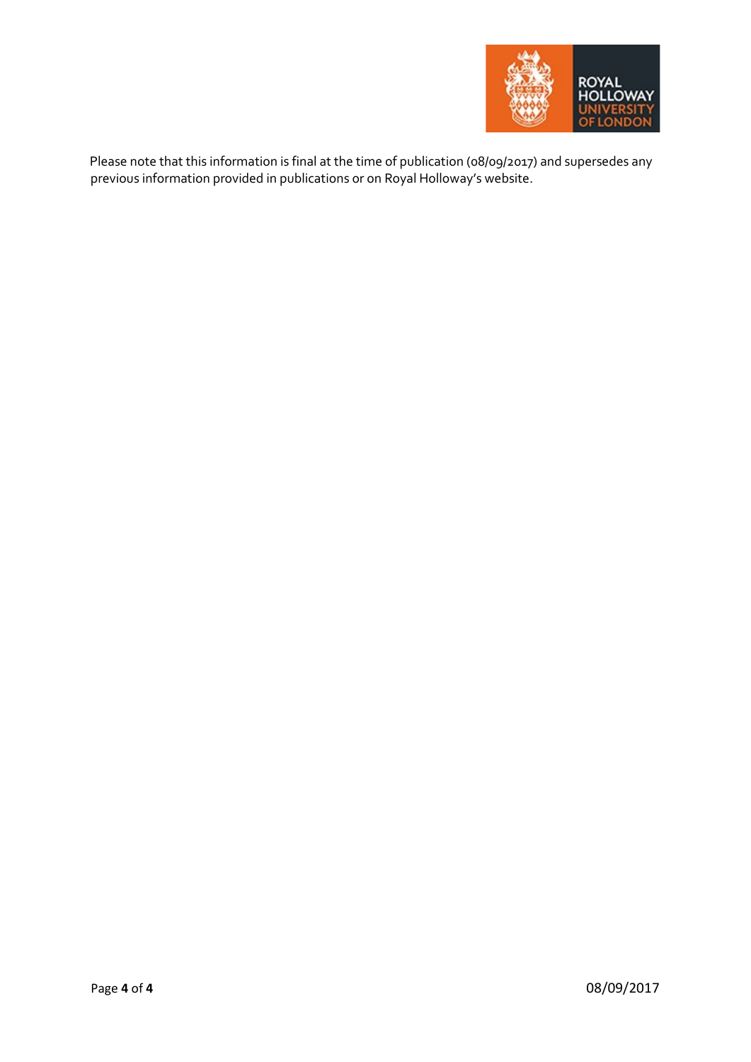Please note that this information is final at the time of publication (08/09/2017) and supersedes any previous information provided in publications or on Royal Holloway's website.